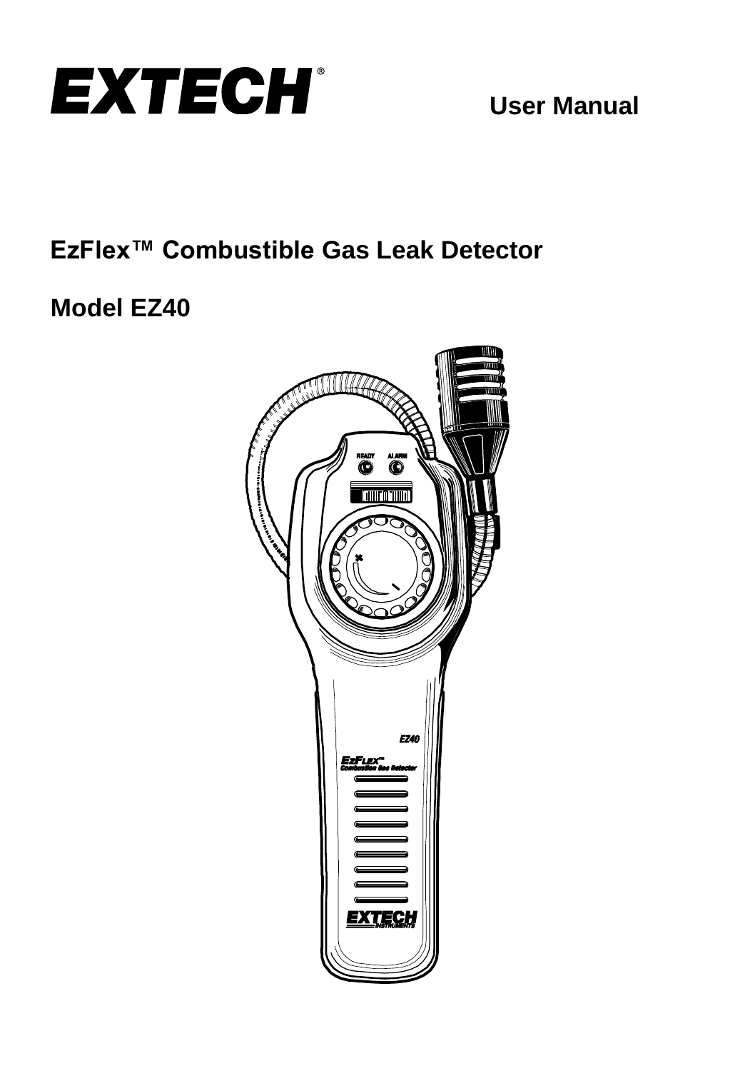# EXTECH®

**User Manual**

## EzFlex™ Combustible Gas Leak Detector

## Model EZ40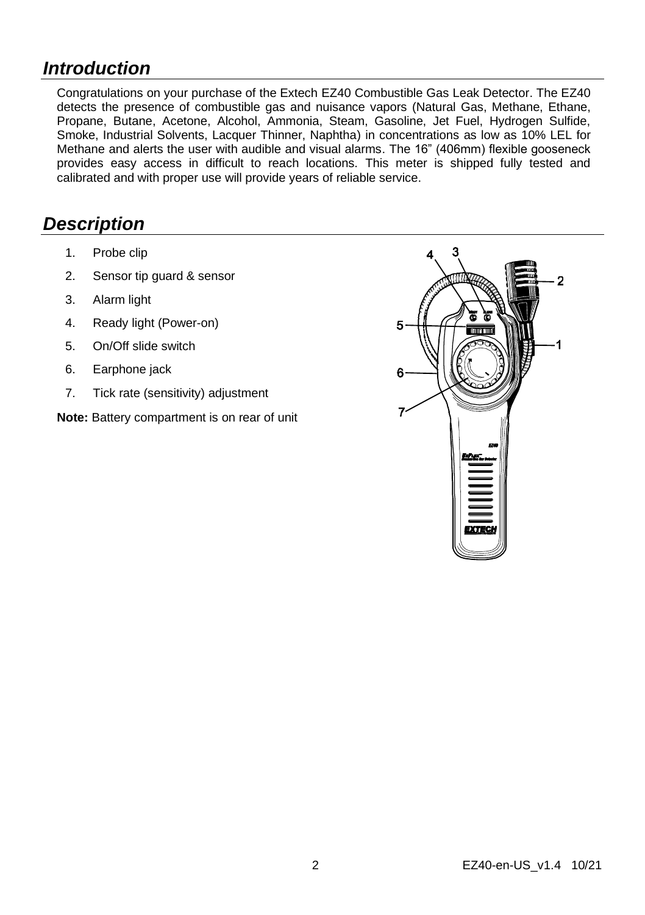## *Introduction*

Congratulations on your purchase of the Extech EZ40 Combustible Gas Leak Detector. The EZ40 detects the presence of combustible gas and nuisance vapors (Natural Gas, Methane, Ethane, Propane, Butane, Acetone, Alcohol, Ammonia, Steam, Gasoline, Jet Fuel, Hydrogen Sulfide, Smoke, Industrial Solvents, Lacquer Thinner, Naphtha) in concentrations as low as 10% LEL for Methane and alerts the user with audible and visual alarms. The 16" (406mm) flexible gooseneck provides easy access in difficult to reach locations. This meter is shipped fully tested and calibrated and with proper use will provide years of reliable service.

## *Description*

1. Probe clip
2. Sensor tip guard & sensor
3. Alarm light
4. Ready light (Power-on)
5. On/Off slide switch
6. Earphone jack
7. Tick rate (sensitivity) adjustment

**Note:** Battery compartment is on rear of unit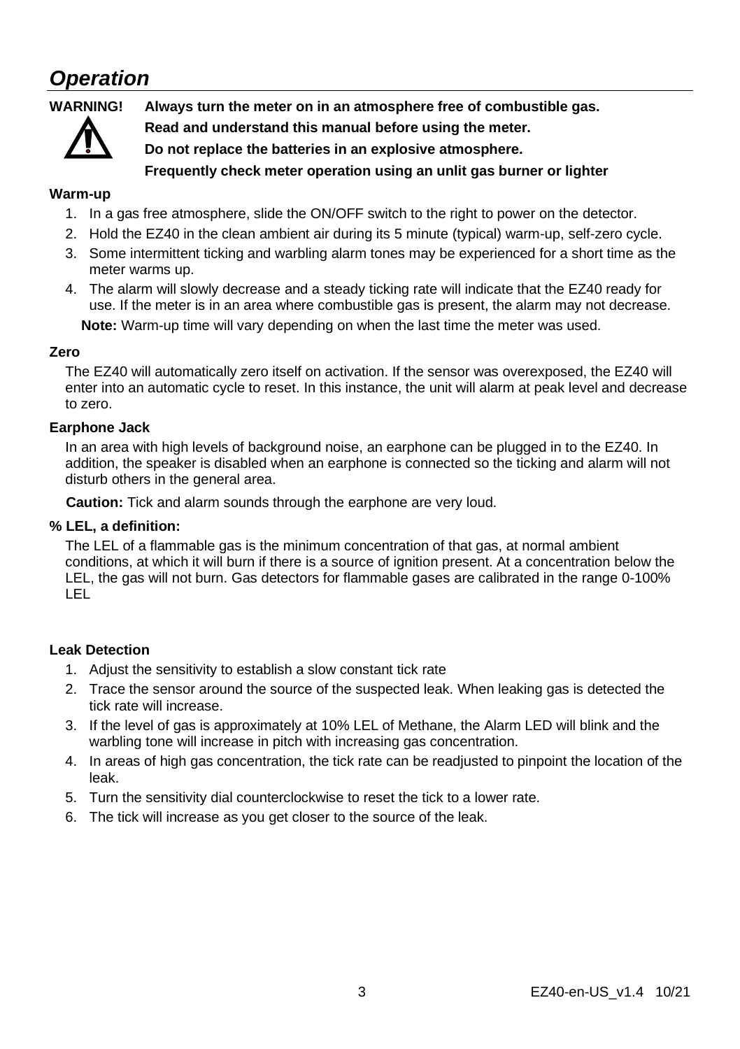# *Operation*

**WARNING!** **Always turn the meter on in an atmosphere free of combustible gas.**

**Read and understand this manual before using the meter.**

**Do not replace the batteries in an explosive atmosphere.**

**Frequently check meter operation using an unlit gas burner or lighter**

**Warm-up**

1. In a gas free atmosphere, slide the ON/OFF switch to the right to power on the detector.
2. Hold the EZ40 in the clean ambient air during its 5 minute (typical) warm-up, self-zero cycle.
3. Some intermittent ticking and warbling alarm tones may be experienced for a short time as the meter warms up.
4. The alarm will slowly decrease and a steady ticking rate will indicate that the EZ40 ready for use. If the meter is in an area where combustible gas is present, the alarm may not decrease.

**Note:** Warm-up time will vary depending on when the last time the meter was used.

**Zero**

The EZ40 will automatically zero itself on activation. If the sensor was overexposed, the EZ40 will enter into an automatic cycle to reset. In this instance, the unit will alarm at peak level and decrease to zero.

**Earphone Jack**

In an area with high levels of background noise, an earphone can be plugged in to the EZ40. In addition, the speaker is disabled when an earphone is connected so the ticking and alarm will not disturb others in the general area.

**Caution:** Tick and alarm sounds through the earphone are very loud.

**% LEL, a definition:**

The LEL of a flammable gas is the minimum concentration of that gas, at normal ambient conditions, at which it will burn if there is a source of ignition present. At a concentration below the LEL, the gas will not burn. Gas detectors for flammable gases are calibrated in the range 0-100% LEL

**Leak Detection**

1. Adjust the sensitivity to establish a slow constant tick rate
2. Trace the sensor around the source of the suspected leak. When leaking gas is detected the tick rate will increase.
3. If the level of gas is approximately at 10% LEL of Methane, the Alarm LED will blink and the warbling tone will increase in pitch with increasing gas concentration.
4. In areas of high gas concentration, the tick rate can be readjusted to pinpoint the location of the leak.
5. Turn the sensitivity dial counterclockwise to reset the tick to a lower rate.
6. The tick will increase as you get closer to the source of the leak.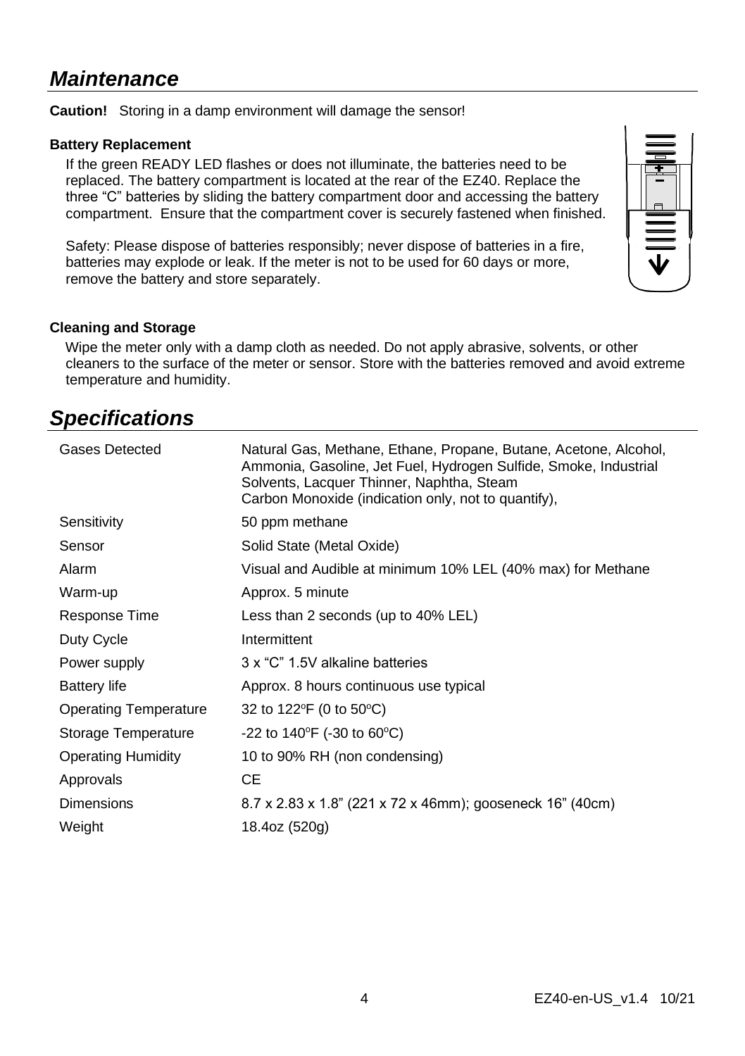## *Maintenance*

**Caution!** Storing in a damp environment will damage the sensor!

### Battery Replacement

If the green READY LED flashes or does not illuminate, the batteries need to be replaced. The battery compartment is located at the rear of the EZ40. Replace the three "C" batteries by sliding the battery compartment door and accessing the battery compartment. Ensure that the compartment cover is securely fastened when finished.

Safety: Please dispose of batteries responsibly; never dispose of batteries in a fire, batteries may explode or leak. If the meter is not to be used for 60 days or more, remove the battery and store separately.

### Cleaning and Storage

Wipe the meter only with a damp cloth as needed. Do not apply abrasive, solvents, or other cleaners to the surface of the meter or sensor. Store with the batteries removed and avoid extreme temperature and humidity.

## *Specifications*

| | |
|---|---|
| Gases Detected | Natural Gas, Methane, Ethane, Propane, Butane, Acetone, Alcohol, Ammonia, Gasoline, Jet Fuel, Hydrogen Sulfide, Smoke, Industrial Solvents, Lacquer Thinner, Naphtha, Steam Carbon Monoxide (indication only, not to quantify), |
| Sensitivity | 50 ppm methane |
| Sensor | Solid State (Metal Oxide) |
| Alarm | Visual and Audible at minimum 10% LEL (40% max) for Methane |
| Warm-up | Approx. 5 minute |
| Response Time | Less than 2 seconds (up to 40% LEL) |
| Duty Cycle | Intermittent |
| Power supply | 3 x "C" 1.5V alkaline batteries |
| Battery life | Approx. 8 hours continuous use typical |
| Operating Temperature | 32 to 122$^{o}$F (0 to 50$^{o}$C) |
| Storage Temperature | -22 to 140$^{o}$F (-30 to 60$^{o}$C) |
| Operating Humidity | 10 to 90% RH (non condensing) |
| Approvals | CE |
| Dimensions | 8.7 x 2.83 x 1.8" (221 x 72 x 46mm); gooseneck 16" (40cm) |
| Weight | 18.4oz (520g) |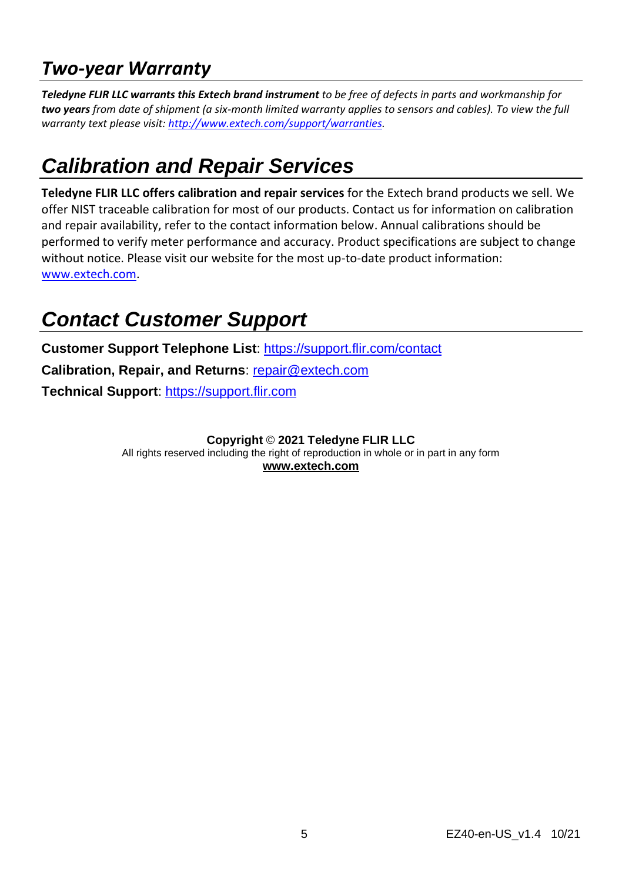## *Two-year Warranty*

***Teledyne FLIR LLC warrants this Extech brand instrument*** *to be free of defects in parts and workmanship for* ***two years*** *from date of shipment (a six-month limited warranty applies to sensors and cables). To view the full warranty text please visit: http://www.extech.com/support/warranties.*

## *Calibration and Repair Services*

**Teledyne FLIR LLC offers calibration and repair services** for the Extech brand products we sell. We offer NIST traceable calibration for most of our products. Contact us for information on calibration and repair availability, refer to the contact information below. Annual calibrations should be performed to verify meter performance and accuracy. Product specifications are subject to change without notice. Please visit our website for the most up-to-date product information: www.extech.com.

## *Contact Customer Support*

**Customer Support Telephone List**: https://support.flir.com/contact

**Calibration, Repair, and Returns**: repair@extech.com

**Technical Support**: https://support.flir.com

**Copyright © 2021 Teledyne FLIR LLC**

All rights reserved including the right of reproduction in whole or in part in any form

**www.extech.com**

EZ40-en-US_v1.4 10/21